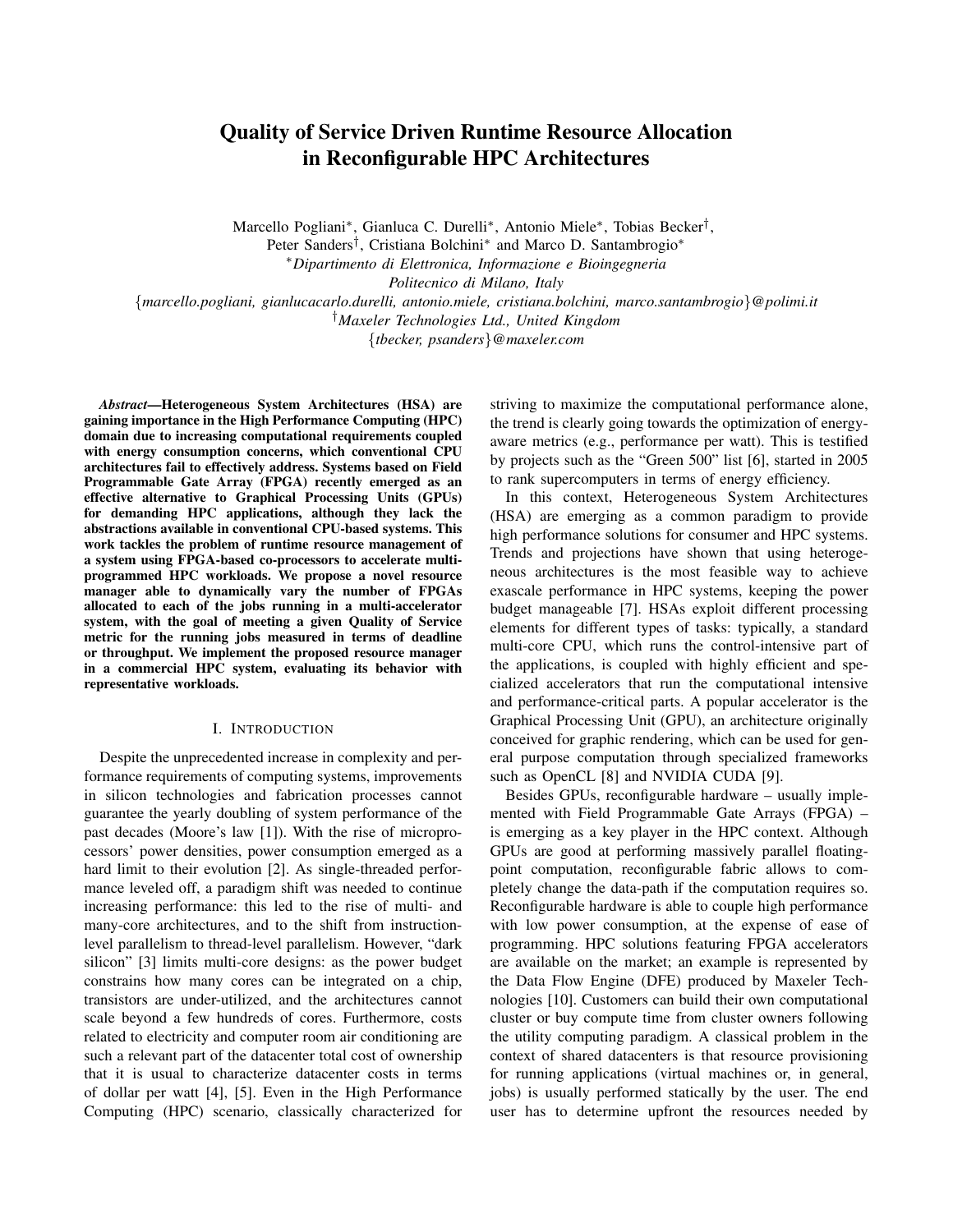# Quality of Service Driven Runtime Resource Allocation in Reconfigurable HPC Architectures

Marcello Pogliani*, Gianluca C. Durelli*, Antonio Miele*, Tobias Becker†,
Peter Sanders†, Cristiana Bolchini* and Marco D. Santambrogio*

*Dipartimento di Elettronica, Informazione e Bioingegneria
Politecnico di Milano, Italy*

{*marcello.pogliani, gianlucacarlo.durelli, antonio.miele, cristiana.bolchini, marco.santambrogio*}*@polimi.it*

†*Maxeler Technologies Ltd., United Kingdom*

{*tbecker, psanders*}*@maxeler.com*

***Abstract*—Heterogeneous System Architectures (HSA) are gaining importance in the High Performance Computing (HPC) domain due to increasing computational requirements coupled with energy consumption concerns, which conventional CPU architectures fail to effectively address. Systems based on Field Programmable Gate Array (FPGA) recently emerged as an effective alternative to Graphical Processing Units (GPUs) for demanding HPC applications, although they lack the abstractions available in conventional CPU-based systems. This work tackles the problem of runtime resource management of a system using FPGA-based co-processors to accelerate multi-programmed HPC workloads. We propose a novel resource manager able to dynamically vary the number of FPGAs allocated to each of the jobs running in a multi-accelerator system, with the goal of meeting a given Quality of Service metric for the running jobs measured in terms of deadline or throughput. We implement the proposed resource manager in a commercial HPC system, evaluating its behavior with representative workloads.**

## I. Introduction

Despite the unprecedented increase in complexity and performance requirements of computing systems, improvements in silicon technologies and fabrication processes cannot guarantee the yearly doubling of system performance of the past decades (Moore's law [1]). With the rise of microprocessors' power densities, power consumption emerged as a hard limit to their evolution [2]. As single-threaded performance leveled off, a paradigm shift was needed to continue increasing performance: this led to the rise of multi- and many-core architectures, and to the shift from instruction-level parallelism to thread-level parallelism. However, "dark silicon" [3] limits multi-core designs: as the power budget constrains how many cores can be integrated on a chip, transistors are under-utilized, and the architectures cannot scale beyond a few hundreds of cores. Furthermore, costs related to electricity and computer room air conditioning are such a relevant part of the datacenter total cost of ownership that it is usual to characterize datacenter costs in terms of dollar per watt [4], [5]. Even in the High Performance Computing (HPC) scenario, classically characterized for striving to maximize the computational performance alone, the trend is clearly going towards the optimization of energy-aware metrics (e.g., performance per watt). This is testified by projects such as the "Green 500" list [6], started in 2005 to rank supercomputers in terms of energy efficiency.

In this context, Heterogeneous System Architectures (HSA) are emerging as a common paradigm to provide high performance solutions for consumer and HPC systems. Trends and projections have shown that using heterogeneous architectures is the most feasible way to achieve exascale performance in HPC systems, keeping the power budget manageable [7]. HSAs exploit different processing elements for different types of tasks: typically, a standard multi-core CPU, which runs the control-intensive part of the applications, is coupled with highly efficient and specialized accelerators that run the computational intensive and performance-critical parts. A popular accelerator is the Graphical Processing Unit (GPU), an architecture originally conceived for graphic rendering, which can be used for general purpose computation through specialized frameworks such as OpenCL [8] and NVIDIA CUDA [9].

Besides GPUs, reconfigurable hardware – usually implemented with Field Programmable Gate Arrays (FPGA) – is emerging as a key player in the HPC context. Although GPUs are good at performing massively parallel floating-point computation, reconfigurable fabric allows to completely change the data-path if the computation requires so. Reconfigurable hardware is able to couple high performance with low power consumption, at the expense of ease of programming. HPC solutions featuring FPGA accelerators are available on the market; an example is represented by the Data Flow Engine (DFE) produced by Maxeler Technologies [10]. Customers can build their own computational cluster or buy compute time from cluster owners following the utility computing paradigm. A classical problem in the context of shared datacenters is that resource provisioning for running applications (virtual machines or, in general, jobs) is usually performed statically by the user. The end user has to determine upfront the resources needed by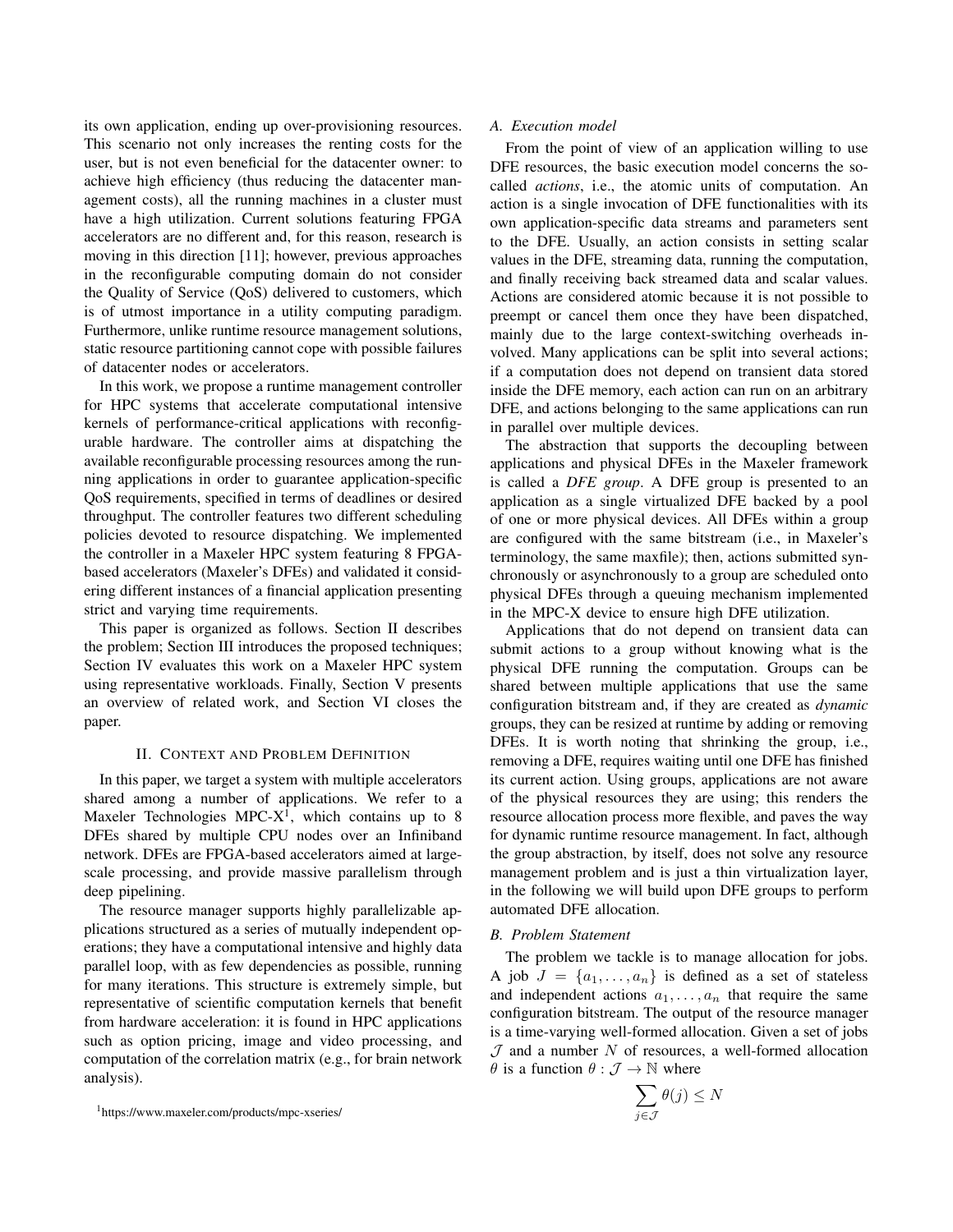its own application, ending up over-provisioning resources. This scenario not only increases the renting costs for the user, but is not even beneficial for the datacenter owner: to achieve high efficiency (thus reducing the datacenter management costs), all the running machines in a cluster must have a high utilization. Current solutions featuring FPGA accelerators are no different and, for this reason, research is moving in this direction [11]; however, previous approaches in the reconfigurable computing domain do not consider the Quality of Service (QoS) delivered to customers, which is of utmost importance in a utility computing paradigm. Furthermore, unlike runtime resource management solutions, static resource partitioning cannot cope with possible failures of datacenter nodes or accelerators.

In this work, we propose a runtime management controller for HPC systems that accelerate computational intensive kernels of performance-critical applications with reconfigurable hardware. The controller aims at dispatching the available reconfigurable processing resources among the running applications in order to guarantee application-specific QoS requirements, specified in terms of deadlines or desired throughput. The controller features two different scheduling policies devoted to resource dispatching. We implemented the controller in a Maxeler HPC system featuring 8 FPGA-based accelerators (Maxeler's DFEs) and validated it considering different instances of a financial application presenting strict and varying time requirements.

This paper is organized as follows. Section II describes the problem; Section III introduces the proposed techniques; Section IV evaluates this work on a Maxeler HPC system using representative workloads. Finally, Section V presents an overview of related work, and Section VI closes the paper.

## II. Context and Problem Definition

In this paper, we target a system with multiple accelerators shared among a number of applications. We refer to a Maxeler Technologies MPC-X[1], which contains up to 8 DFEs shared by multiple CPU nodes over an Infiniband network. DFEs are FPGA-based accelerators aimed at large-scale processing, and provide massive parallelism through deep pipelining.

The resource manager supports highly parallelizable applications structured as a series of mutually independent operations; they have a computational intensive and highly data parallel loop, with as few dependencies as possible, running for many iterations. This structure is extremely simple, but representative of scientific computation kernels that benefit from hardware acceleration: it is found in HPC applications such as option pricing, image and video processing, and computation of the correlation matrix (e.g., for brain network analysis).

[1]https://www.maxeler.com/products/mpc-xseries/

### A. Execution model

From the point of view of an application willing to use DFE resources, the basic execution model concerns the so-called *actions*, i.e., the atomic units of computation. An action is a single invocation of DFE functionalities with its own application-specific data streams and parameters sent to the DFE. Usually, an action consists in setting scalar values in the DFE, streaming data, running the computation, and finally receiving back streamed data and scalar values. Actions are considered atomic because it is not possible to preempt or cancel them once they have been dispatched, mainly due to the large context-switching overheads involved. Many applications can be split into several actions; if a computation does not depend on transient data stored inside the DFE memory, each action can run on an arbitrary DFE, and actions belonging to the same applications can run in parallel over multiple devices.

The abstraction that supports the decoupling between applications and physical DFEs in the Maxeler framework is called a *DFE group*. A DFE group is presented to an application as a single virtualized DFE backed by a pool of one or more physical devices. All DFEs within a group are configured with the same bitstream (i.e., in Maxeler's terminology, the same maxfile); then, actions submitted synchronously or asynchronously to a group are scheduled onto physical DFEs through a queuing mechanism implemented in the MPC-X device to ensure high DFE utilization.

Applications that do not depend on transient data can submit actions to a group without knowing what is the physical DFE running the computation. Groups can be shared between multiple applications that use the same configuration bitstream and, if they are created as *dynamic* groups, they can be resized at runtime by adding or removing DFEs. It is worth noting that shrinking the group, i.e., removing a DFE, requires waiting until one DFE has finished its current action. Using groups, applications are not aware of the physical resources they are using; this renders the resource allocation process more flexible, and paves the way for dynamic runtime resource management. In fact, although the group abstraction, by itself, does not solve any resource management problem and is just a thin virtualization layer, in the following we will build upon DFE groups to perform automated DFE allocation.

### B. Problem Statement

The problem we tackle is to manage allocation for jobs. A job $J = \{a_1, \ldots, a_n\}$ is defined as a set of stateless and independent actions $a_1, \ldots, a_n$ that require the same configuration bitstream. The output of the resource manager is a time-varying well-formed allocation. Given a set of jobs $\mathcal{J}$ and a number $N$ of resources, a well-formed allocation $\theta$ is a function $\theta : \mathcal{J} \to \mathbb{N}$ where

$$\sum_{j \in \mathcal{J}} \theta(j) \leq N$$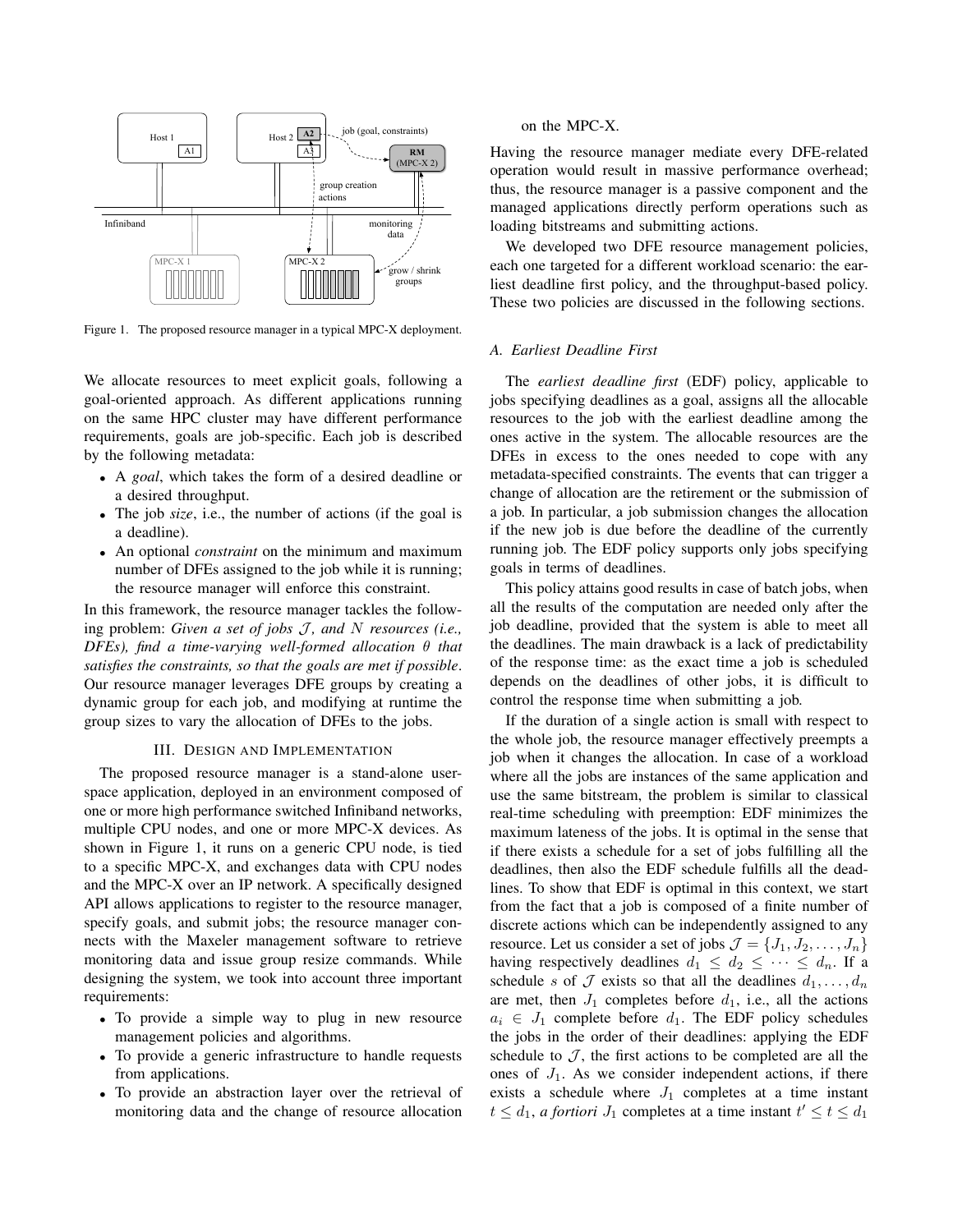Host 1

A1

Host 2

A2

A3

job (goal, constraints)

RM
(MPC-X 2)

group creation
actions

Infiniband

monitoring
data

MPC-X 1

MPC-X 2

grow / shrink
groups

Figure 1. The proposed resource manager in a typical MPC-X deployment.

We allocate resources to meet explicit goals, following a goal-oriented approach. As different applications running on the same HPC cluster may have different performance requirements, goals are job-specific. Each job is described by the following metadata:

- A *goal*, which takes the form of a desired deadline or a desired throughput.
- The job *size*, i.e., the number of actions (if the goal is a deadline).
- An optional *constraint* on the minimum and maximum number of DFEs assigned to the job while it is running; the resource manager will enforce this constraint.

In this framework, the resource manager tackles the following problem: *Given a set of jobs $\mathcal{J}$, and $N$ resources (i.e., DFEs), find a time-varying well-formed allocation $\theta$ that satisfies the constraints, so that the goals are met if possible*. Our resource manager leverages DFE groups by creating a dynamic group for each job, and modifying at runtime the group sizes to vary the allocation of DFEs to the jobs.

## III. Design and Implementation

The proposed resource manager is a stand-alone user-space application, deployed in an environment composed of one or more high performance switched Infiniband networks, multiple CPU nodes, and one or more MPC-X devices. As shown in Figure 1, it runs on a generic CPU node, is tied to a specific MPC-X, and exchanges data with CPU nodes and the MPC-X over an IP network. A specifically designed API allows applications to register to the resource manager, specify goals, and submit jobs; the resource manager connects with the Maxeler management software to retrieve monitoring data and issue group resize commands. While designing the system, we took into account three important requirements:

- To provide a simple way to plug in new resource management policies and algorithms.
- To provide a generic infrastructure to handle requests from applications.
- To provide an abstraction layer over the retrieval of monitoring data and the change of resource allocation on the MPC-X.

Having the resource manager mediate every DFE-related operation would result in massive performance overhead; thus, the resource manager is a passive component and the managed applications directly perform operations such as loading bitstreams and submitting actions.

We developed two DFE resource management policies, each one targeted for a different workload scenario: the earliest deadline first policy, and the throughput-based policy. These two policies are discussed in the following sections.

### A. Earliest Deadline First

The *earliest deadline first* (EDF) policy, applicable to jobs specifying deadlines as a goal, assigns all the allocable resources to the job with the earliest deadline among the ones active in the system. The allocable resources are the DFEs in excess to the ones needed to cope with any metadata-specified constraints. The events that can trigger a change of allocation are the retirement or the submission of a job. In particular, a job submission changes the allocation if the new job is due before the deadline of the currently running job. The EDF policy supports only jobs specifying goals in terms of deadlines.

This policy attains good results in case of batch jobs, when all the results of the computation are needed only after the job deadline, provided that the system is able to meet all the deadlines. The main drawback is a lack of predictability of the response time: as the exact time a job is scheduled depends on the deadlines of other jobs, it is difficult to control the response time when submitting a job.

If the duration of a single action is small with respect to the whole job, the resource manager effectively preempts a job when it changes the allocation. In case of a workload where all the jobs are instances of the same application and use the same bitstream, the problem is similar to classical real-time scheduling with preemption: EDF minimizes the maximum lateness of the jobs. It is optimal in the sense that if there exists a schedule for a set of jobs fulfilling all the deadlines, then also the EDF schedule fulfills all the deadlines. To show that EDF is optimal in this context, we start from the fact that a job is composed of a finite number of discrete actions which can be independently assigned to any resource. Let us consider a set of jobs $\mathcal{J} = \{J_1, J_2, \ldots, J_n\}$ having respectively deadlines $d_1 \leq d_2 \leq \cdots \leq d_n$. If a schedule $s$ of $\mathcal{J}$ exists so that all the deadlines $d_1, \ldots, d_n$ are met, then $J_1$ completes before $d_1$, i.e., all the actions $a_i \in J_1$ complete before $d_1$. The EDF policy schedules the jobs in the order of their deadlines: applying the EDF schedule to $\mathcal{J}$, the first actions to be completed are all the ones of $J_1$. As we consider independent actions, if there exists a schedule where $J_1$ completes at a time instant $t \leq d_1$, *a fortiori* $J_1$ completes at a time instant $t' \leq t \leq d_1$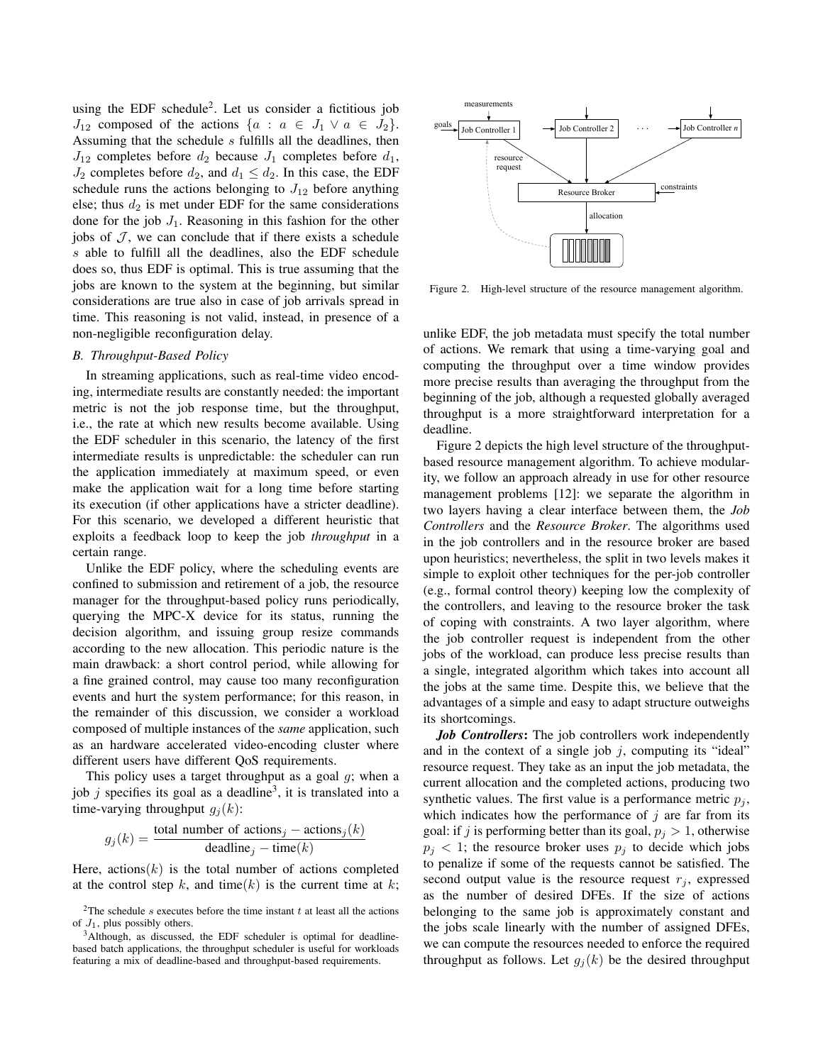using the EDF schedule[2]. Let us consider a fictitious job $J_{12}$ composed of the actions $\{a : a \in J_1 \vee a \in J_2\}$. Assuming that the schedule $s$ fulfills all the deadlines, then $J_{12}$ completes before $d_2$ because $J_1$ completes before $d_1$, $J_2$ completes before $d_2$, and $d_1 \leq d_2$. In this case, the EDF schedule runs the actions belonging to $J_{12}$ before anything else; thus $d_2$ is met under EDF for the same considerations done for the job $J_1$. Reasoning in this fashion for the other jobs of $\mathcal{J}$, we can conclude that if there exists a schedule $s$ able to fulfill all the deadlines, also the EDF schedule does so, thus EDF is optimal. This is true assuming that the jobs are known to the system at the beginning, but similar considerations are true also in case of job arrivals spread in time. This reasoning is not valid, instead, in presence of a non-negligible reconfiguration delay.

### B. Throughput-Based Policy

In streaming applications, such as real-time video encoding, intermediate results are constantly needed: the important metric is not the job response time, but the throughput, i.e., the rate at which new results become available. Using the EDF scheduler in this scenario, the latency of the first intermediate results is unpredictable: the scheduler can run the application immediately at maximum speed, or even make the application wait for a long time before starting its execution (if other applications have a stricter deadline). For this scenario, we developed a different heuristic that exploits a feedback loop to keep the job *throughput* in a certain range.

Unlike the EDF policy, where the scheduling events are confined to submission and retirement of a job, the resource manager for the throughput-based policy runs periodically, querying the MPC-X device for its status, running the decision algorithm, and issuing group resize commands according to the new allocation. This periodic nature is the main drawback: a short control period, while allowing for a fine grained control, may cause too many reconfiguration events and hurt the system performance; for this reason, in the remainder of this discussion, we consider a workload composed of multiple instances of the ***same*** application, such as an hardware accelerated video-encoding cluster where different users have different QoS requirements.

This policy uses a target throughput as a goal $g$; when a job $j$ specifies its goal as a deadline[3], it is translated into a time-varying throughput $g_j(k)$:

$$g_j(k) = \frac{\text{total number of actions}_j - \text{actions}_j(k)}{\text{deadline}_j - \text{time}(k)}$$

Here, $\text{actions}(k)$ is the total number of actions completed at the control step $k$, and $\text{time}(k)$ is the current time at $k$; unlike EDF, the job metadata must specify the total number of actions. We remark that using a time-varying goal and computing the throughput over a time window provides more precise results than averaging the throughput from the beginning of the job, although a requested globally averaged throughput is a more straightforward interpretation for a deadline.

[2]The schedule $s$ executes before the time instant $t$ at least all the actions of $J_1$, plus possibly others.

[3]Although, as discussed, the EDF scheduler is optimal for deadline-based batch applications, the throughput scheduler is useful for workloads featuring a mix of deadline-based and throughput-based requirements.

measurements

goals

Job Controller 1

Job Controller 2

. . .

Job Controller $n$

resource request

Resource Broker

constraints

allocation

Figure 2. High-level structure of the resource management algorithm.

Figure 2 depicts the high level structure of the throughput-based resource management algorithm. To achieve modularity, we follow an approach already in use for other resource management problems [12]: we separate the algorithm in two layers having a clear interface between them, the *Job Controllers* and the *Resource Broker*. The algorithms used in the job controllers and in the resource broker are based upon heuristics; nevertheless, the split in two levels makes it simple to exploit other techniques for the per-job controller (e.g., formal control theory) keeping low the complexity of the controllers, and leaving to the resource broker the task of coping with constraints. A two layer algorithm, where the job controller request is independent from the other jobs of the workload, can produce less precise results than a single, integrated algorithm which takes into account all the jobs at the same time. Despite this, we believe that the advantages of a simple and easy to adapt structure outweighs its shortcomings.

***Job Controllers*:** The job controllers work independently and in the context of a single job $j$, computing its "ideal" resource request. They take as an input the job metadata, the current allocation and the completed actions, producing two synthetic values. The first value is a performance metric $p_j$, which indicates how the performance of $j$ are far from its goal: if $j$ is performing better than its goal, $p_j > 1$, otherwise $p_j < 1$; the resource broker uses $p_j$ to decide which jobs to penalize if some of the requests cannot be satisfied. The second output value is the resource request $r_j$, expressed as the number of desired DFEs. If the size of actions belonging to the same job is approximately constant and the jobs scale linearly with the number of assigned DFEs, we can compute the resources needed to enforce the required throughput as follows. Let $g_j(k)$ be the desired throughput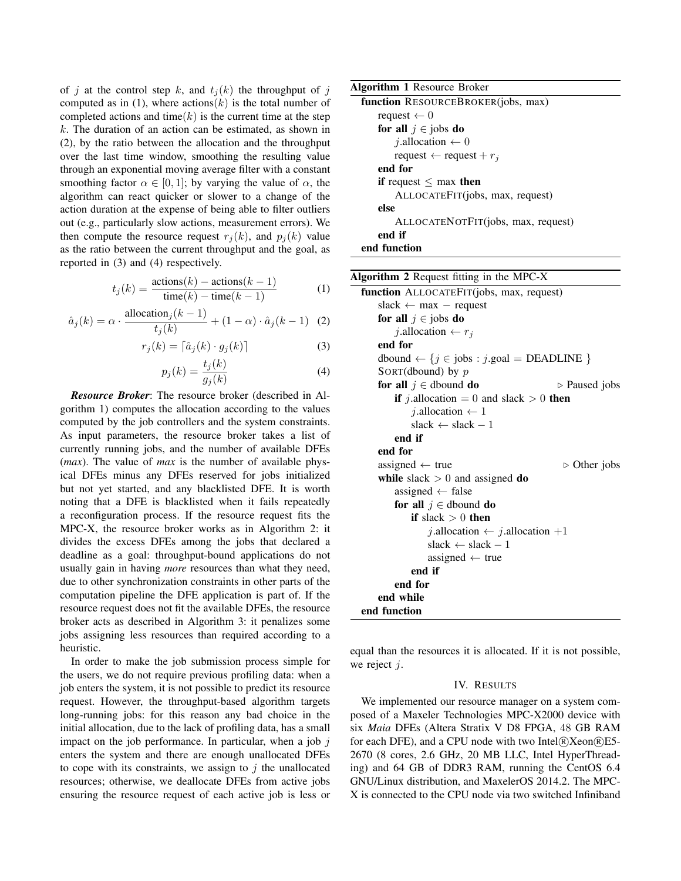of $j$ at the control step $k$, and $t_j(k)$ the throughput of $j$ computed as in (1), where actions($k$) is the total number of completed actions and time($k$) is the current time at the step $k$. The duration of an action can be estimated, as shown in (2), by the ratio between the allocation and the throughput over the last time window, smoothing the resulting value through an exponential moving average filter with a constant smoothing factor $\alpha \in [0, 1]$; by varying the value of $\alpha$, the algorithm can react quicker or slower to a change of the action duration at the expense of being able to filter outliers out (e.g., particularly slow actions, measurement errors). We then compute the resource request $r_j(k)$, and $p_j(k)$ value as the ratio between the current throughput and the goal, as reported in (3) and (4) respectively.

$$t_j(k) = \frac{\text{actions}(k) - \text{actions}(k-1)}{\text{time}(k) - \text{time}(k-1)} \quad (1)$$

$$\hat{a}_j(k) = \alpha \cdot \frac{\text{allocation}_j(k-1)}{t_j(k)} + (1-\alpha) \cdot \hat{a}_j(k-1) \quad (2)$$

$$r_j(k) = \lceil \hat{a}_j(k) \cdot g_j(k) \rceil \quad (3)$$

$$p_j(k) = \frac{t_j(k)}{g_j(k)} \quad (4)$$

***Resource Broker***: The resource broker (described in Algorithm 1) computes the allocation according to the values computed by the job controllers and the system constraints. As input parameters, the resource broker takes a list of currently running jobs, and the number of available DFEs (*max*). The value of *max* is the number of available physical DFEs minus any DFEs reserved for jobs initialized but not yet started, and any blacklisted DFE. It is worth noting that a DFE is blacklisted when it fails repeatedly a reconfiguration process. If the resource request fits the MPC-X, the resource broker works as in Algorithm 2: it divides the excess DFEs among the jobs that declared a deadline as a goal: throughput-bound applications do not usually gain in having *more* resources than what they need, due to other synchronization constraints in other parts of the computation pipeline the DFE application is part of. If the resource request does not fit the available DFEs, the resource broker acts as described in Algorithm 3: it penalizes some jobs assigning less resources than required according to a heuristic.

In order to make the job submission process simple for the users, we do not require previous profiling data: when a job enters the system, it is not possible to predict its resource request. However, the throughput-based algorithm targets long-running jobs: for this reason any bad choice in the initial allocation, due to the lack of profiling data, has a small impact on the job performance. In particular, when a job $j$ enters the system and there are enough unallocated DFEs to cope with its constraints, we assign to $j$ the unallocated resources; otherwise, we deallocate DFEs from active jobs ensuring the resource request of each active job is less or equal than the resources it is allocated. If it is not possible, we reject $j$.

**Algorithm 1** Resource Broker

```
function RESOURCEBROKER(jobs, max)
    request ← 0
    for all j ∈ jobs do
        j.allocation ← 0
        request ← request + r_j
    end for
    if request ≤ max then
        ALLOCATEFIT(jobs, max, request)
    else
        ALLOCATENOTFIT(jobs, max, request)
    end if
end function
```

**Algorithm 2** Request fitting in the MPC-X

```
function ALLOCATEFIT(jobs, max, request)
    slack ← max − request
    for all j ∈ jobs do
        j.allocation ← r_j
    end for
    dbound ← {j ∈ jobs : j.goal = DEADLINE }
    SORT(dbound) by p
    for all j ∈ dbound do                          ▷ Paused jobs
        if j.allocation = 0 and slack > 0 then
            j.allocation ← 1
            slack ← slack − 1
        end if
    end for
    assigned ← true                                ▷ Other jobs
    while slack > 0 and assigned do
        assigned ← false
        for all j ∈ dbound do
            if slack > 0 then
                j.allocation ← j.allocation +1
                slack ← slack − 1
                assigned ← true
            end if
        end for
    end while
end function
```

## IV. Results

We implemented our resource manager on a system composed of a Maxeler Technologies MPC-X2000 device with six *Maia* DFEs (Altera Stratix V D8 FPGA, 48 GB RAM for each DFE), and a CPU node with two Intel®Xeon®E5-2670 (8 cores, 2.6 GHz, 20 MB LLC, Intel HyperThreading) and 64 GB of DDR3 RAM, running the CentOS 6.4 GNU/Linux distribution, and MaxelerOS 2014.2. The MPC-X is connected to the CPU node via two switched Infiniband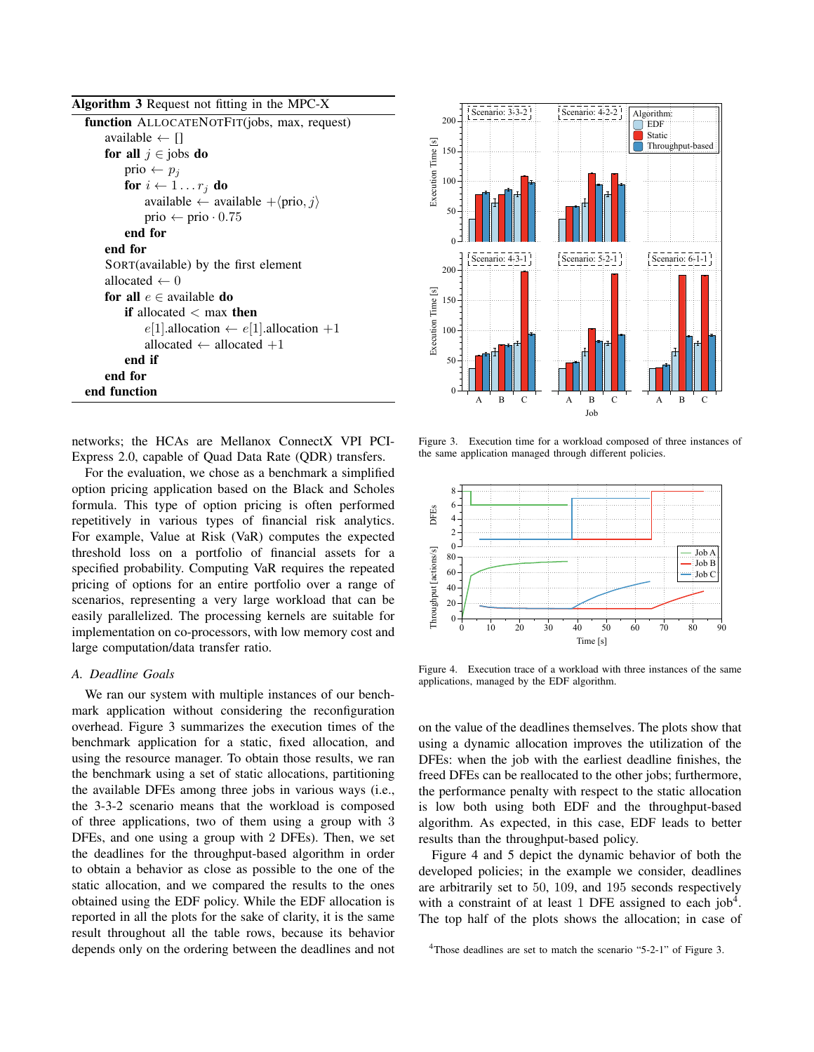**Algorithm 3** Request not fitting in the MPC-X

```
function ALLOCATENOTFIT(jobs, max, request)
    available ← []
    for all j ∈ jobs do
        prio ← p_j
        for i ← 1 ... r_j do
            available ← available +⟨prio, j⟩
            prio ← prio · 0.75
        end for
    end for
    SORT(available) by the first element
    allocated ← 0
    for all e ∈ available do
        if allocated < max then
            e[1].allocation ← e[1].allocation +1
            allocated ← allocated +1
        end if
    end for
end function
```

networks; the HCAs are Mellanox ConnectX VPI PCI-Express 2.0, capable of Quad Data Rate (QDR) transfers.

For the evaluation, we chose as a benchmark a simplified option pricing application based on the Black and Scholes formula. This type of option pricing is often performed repetitively in various types of financial risk analytics. For example, Value at Risk (VaR) computes the expected threshold loss on a portfolio of financial assets for a specified probability. Computing VaR requires the repeated pricing of options for an entire portfolio over a range of scenarios, representing a very large workload that can be easily parallelized. The processing kernels are suitable for implementation on co-processors, with low memory cost and large computation/data transfer ratio.

### A. Deadline Goals

We ran our system with multiple instances of our benchmark application without considering the reconfiguration overhead. Figure 3 summarizes the execution times of the benchmark application for a static, fixed allocation, and using the resource manager. To obtain those results, we ran the benchmark using a set of static allocations, partitioning the available DFEs among three jobs in various ways (i.e., the 3-3-2 scenario means that the workload is composed of three applications, two of them using a group with 3 DFEs, and one using a group with 2 DFEs). Then, we set the deadlines for the throughput-based algorithm in order to obtain a behavior as close as possible to the one of the static allocation, and we compared the results to the ones obtained using the EDF policy. While the EDF allocation is reported in all the plots for the sake of clarity, it is the same result throughout all the table rows, because its behavior depends only on the ordering between the deadlines and not on the value of the deadlines themselves. The plots show that using a dynamic allocation improves the utilization of the DFEs: when the job with the earliest deadline finishes, the freed DFEs can be reallocated to the other jobs; furthermore, the performance penalty with respect to the static allocation is low both using both EDF and the throughput-based algorithm. As expected, in this case, EDF leads to better results than the throughput-based policy.

Figure 3. Execution time for a workload composed of three instances of the same application managed through different policies.

Figure 4. Execution trace of a workload with three instances of the same applications, managed by the EDF algorithm.

Figure 4 and 5 depict the dynamic behavior of both the developed policies; in the example we consider, deadlines are arbitrarily set to 50, 109, and 195 seconds respectively with a constraint of at least 1 DFE assigned to each job[4]. The top half of the plots shows the allocation; in case of

[4] Those deadlines are set to match the scenario "5-2-1" of Figure 3.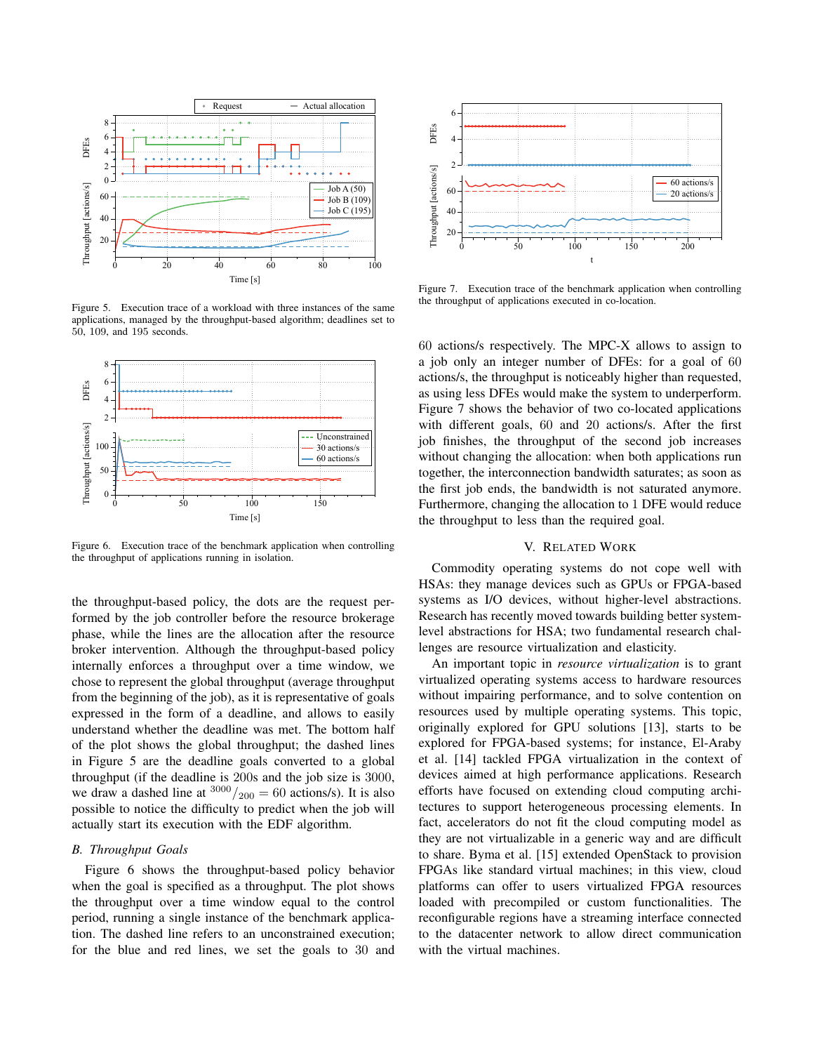Figure 5. Execution trace of a workload with three instances of the same applications, managed by the throughput-based algorithm; deadlines set to 50, 109, and 195 seconds.

Figure 6. Execution trace of the benchmark application when controlling the throughput of applications running in isolation.

the throughput-based policy, the dots are the request performed by the job controller before the resource brokerage phase, while the lines are the allocation after the resource broker intervention. Although the throughput-based policy internally enforces a throughput over a time window, we chose to represent the global throughput (average throughput from the beginning of the job), as it is representative of goals expressed in the form of a deadline, and allows to easily understand whether the deadline was met. The bottom half of the plot shows the global throughput; the dashed lines in Figure 5 are the deadline goals converted to a global throughput (if the deadline is 200s and the job size is 3000, we draw a dashed line at ${}^{3000}/_{200} = 60$ actions/s). It is also possible to notice the difficulty to predict when the job will actually start its execution with the EDF algorithm.

### B. Throughput Goals

Figure 6 shows the throughput-based policy behavior when the goal is specified as a throughput. The plot shows the throughput over a time window equal to the control period, running a single instance of the benchmark application. The dashed line refers to an unconstrained execution; for the blue and red lines, we set the goals to 30 and 60 actions/s respectively. The MPC-X allows to assign to a job only an integer number of DFEs: for a goal of 60 actions/s, the throughput is noticeably higher than requested, as using less DFEs would make the system to underperform. Figure 7 shows the behavior of two co-located applications with different goals, 60 and 20 actions/s. After the first job finishes, the throughput of the second job increases without changing the allocation: when both applications run together, the interconnection bandwidth saturates; as soon as the first job ends, the bandwidth is not saturated anymore. Furthermore, changing the allocation to 1 DFE would reduce the throughput to less than the required goal.

Figure 7. Execution trace of the benchmark application when controlling the throughput of applications executed in co-location.

## V. Related Work

Commodity operating systems do not cope well with HSAs: they manage devices such as GPUs or FPGA-based systems as I/O devices, without higher-level abstractions. Research has recently moved towards building better system-level abstractions for HSA; two fundamental research challenges are resource virtualization and elasticity.

An important topic in *resource virtualization* is to grant virtualized operating systems access to hardware resources without impairing performance, and to solve contention on resources used by multiple operating systems. This topic, originally explored for GPU solutions [13], starts to be explored for FPGA-based systems; for instance, El-Araby et al. [14] tackled FPGA virtualization in the context of devices aimed at high performance applications. Research efforts have focused on extending cloud computing architectures to support heterogeneous processing elements. In fact, accelerators do not fit the cloud computing model as they are not virtualizable in a generic way and are difficult to share. Byma et al. [15] extended OpenStack to provision FPGAs like standard virtual machines; in this view, cloud platforms can offer to users virtualized FPGA resources loaded with precompiled or custom functionalities. The reconfigurable regions have a streaming interface connected to the datacenter network to allow direct communication with the virtual machines.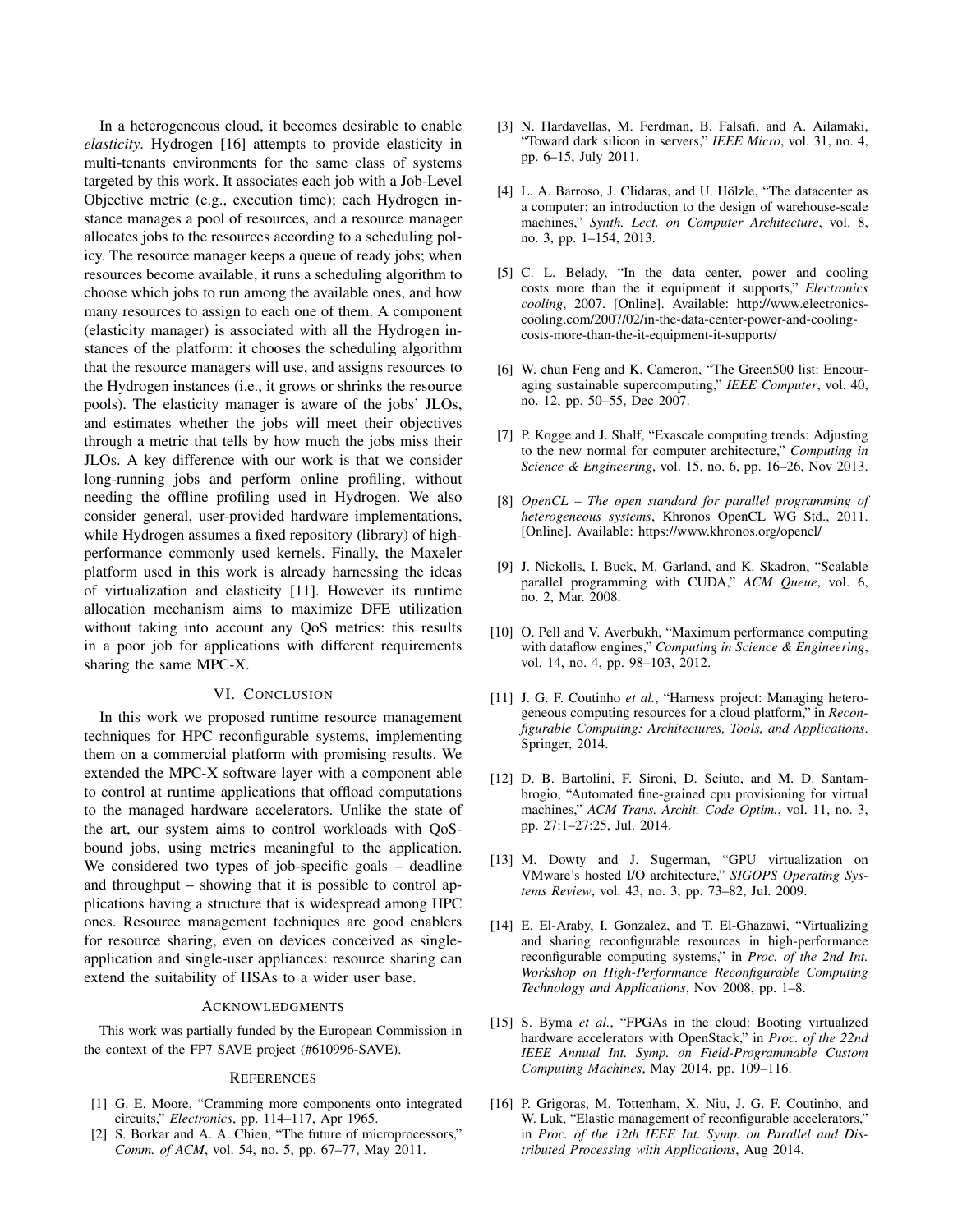In a heterogeneous cloud, it becomes desirable to enable *elasticity*. Hydrogen [16] attempts to provide elasticity in multi-tenants environments for the same class of systems targeted by this work. It associates each job with a Job-Level Objective metric (e.g., execution time); each Hydrogen instance manages a pool of resources, and a resource manager allocates jobs to the resources according to a scheduling policy. The resource manager keeps a queue of ready jobs; when resources become available, it runs a scheduling algorithm to choose which jobs to run among the available ones, and how many resources to assign to each one of them. A component (elasticity manager) is associated with all the Hydrogen instances of the platform: it chooses the scheduling algorithm that the resource managers will use, and assigns resources to the Hydrogen instances (i.e., it grows or shrinks the resource pools). The elasticity manager is aware of the jobs' JLOs, and estimates whether the jobs will meet their objectives through a metric that tells by how much the jobs miss their JLOs. A key difference with our work is that we consider long-running jobs and perform online profiling, without needing the offline profiling used in Hydrogen. We also consider general, user-provided hardware implementations, while Hydrogen assumes a fixed repository (library) of high-performance commonly used kernels. Finally, the Maxeler platform used in this work is already harnessing the ideas of virtualization and elasticity [11]. However its runtime allocation mechanism aims to maximize DFE utilization without taking into account any QoS metrics: this results in a poor job for applications with different requirements sharing the same MPC-X.

## VI. Conclusion

In this work we proposed runtime resource management techniques for HPC reconfigurable systems, implementing them on a commercial platform with promising results. We extended the MPC-X software layer with a component able to control at runtime applications that offload computations to the managed hardware accelerators. Unlike the state of the art, our system aims to control workloads with QoS-bound jobs, using metrics meaningful to the application. We considered two types of job-specific goals – deadline and throughput – showing that it is possible to control applications having a structure that is widespread among HPC ones. Resource management techniques are good enablers for resource sharing, even on devices conceived as single-application and single-user appliances: resource sharing can extend the suitability of HSAs to a wider user base.

## Acknowledgments

This work was partially funded by the European Commission in the context of the FP7 SAVE project (#610996-SAVE).

## References

[1] G. E. Moore, "Cramming more components onto integrated circuits," *Electronics*, pp. 114–117, Apr 1965.

[2] S. Borkar and A. A. Chien, "The future of microprocessors," *Comm. of ACM*, vol. 54, no. 5, pp. 67–77, May 2011.

[3] N. Hardavellas, M. Ferdman, B. Falsafi, and A. Ailamaki, "Toward dark silicon in servers," *IEEE Micro*, vol. 31, no. 4, pp. 6–15, July 2011.

[4] L. A. Barroso, J. Clidaras, and U. Hölzle, "The datacenter as a computer: an introduction to the design of warehouse-scale machines," *Synth. Lect. on Computer Architecture*, vol. 8, no. 3, pp. 1–154, 2013.

[5] C. L. Belady, "In the data center, power and cooling costs more than the it equipment it supports," *Electronics cooling*, 2007. [Online]. Available: http://www.electronics-cooling.com/2007/02/in-the-data-center-power-and-cooling-costs-more-than-the-it-equipment-it-supports/

[6] W. chun Feng and K. Cameron, "The Green500 list: Encouraging sustainable supercomputing," *IEEE Computer*, vol. 40, no. 12, pp. 50–55, Dec 2007.

[7] P. Kogge and J. Shalf, "Exascale computing trends: Adjusting to the new normal for computer architecture," *Computing in Science & Engineering*, vol. 15, no. 6, pp. 16–26, Nov 2013.

[8] *OpenCL – The open standard for parallel programming of heterogeneous systems*, Khronos OpenCL WG Std., 2011. [Online]. Available: https://www.khronos.org/opencl/

[9] J. Nickolls, I. Buck, M. Garland, and K. Skadron, "Scalable parallel programming with CUDA," *ACM Queue*, vol. 6, no. 2, Mar. 2008.

[10] O. Pell and V. Averbukh, "Maximum performance computing with dataflow engines," *Computing in Science & Engineering*, vol. 14, no. 4, pp. 98–103, 2012.

[11] J. G. F. Coutinho *et al.*, "Harness project: Managing heterogeneous computing resources for a cloud platform," in *Reconfigurable Computing: Architectures, Tools, and Applications*. Springer, 2014.

[12] D. B. Bartolini, F. Sironi, D. Sciuto, and M. D. Santambrogio, "Automated fine-grained cpu provisioning for virtual machines," *ACM Trans. Archit. Code Optim.*, vol. 11, no. 3, pp. 27:1–27:25, Jul. 2014.

[13] M. Dowty and J. Sugerman, "GPU virtualization on VMware's hosted I/O architecture," *SIGOPS Operating Systems Review*, vol. 43, no. 3, pp. 73–82, Jul. 2009.

[14] E. El-Araby, I. Gonzalez, and T. El-Ghazawi, "Virtualizing and sharing reconfigurable resources in high-performance reconfigurable computing systems," in *Proc. of the 2nd Int. Workshop on High-Performance Reconfigurable Computing Technology and Applications*, Nov 2008, pp. 1–8.

[15] S. Byma *et al.*, "FPGAs in the cloud: Booting virtualized hardware accelerators with OpenStack," in *Proc. of the 22nd IEEE Annual Int. Symp. on Field-Programmable Custom Computing Machines*, May 2014, pp. 109–116.

[16] P. Grigoras, M. Tottenham, X. Niu, J. G. F. Coutinho, and W. Luk, "Elastic management of reconfigurable accelerators," in *Proc. of the 12th IEEE Int. Symp. on Parallel and Distributed Processing with Applications*, Aug 2014.